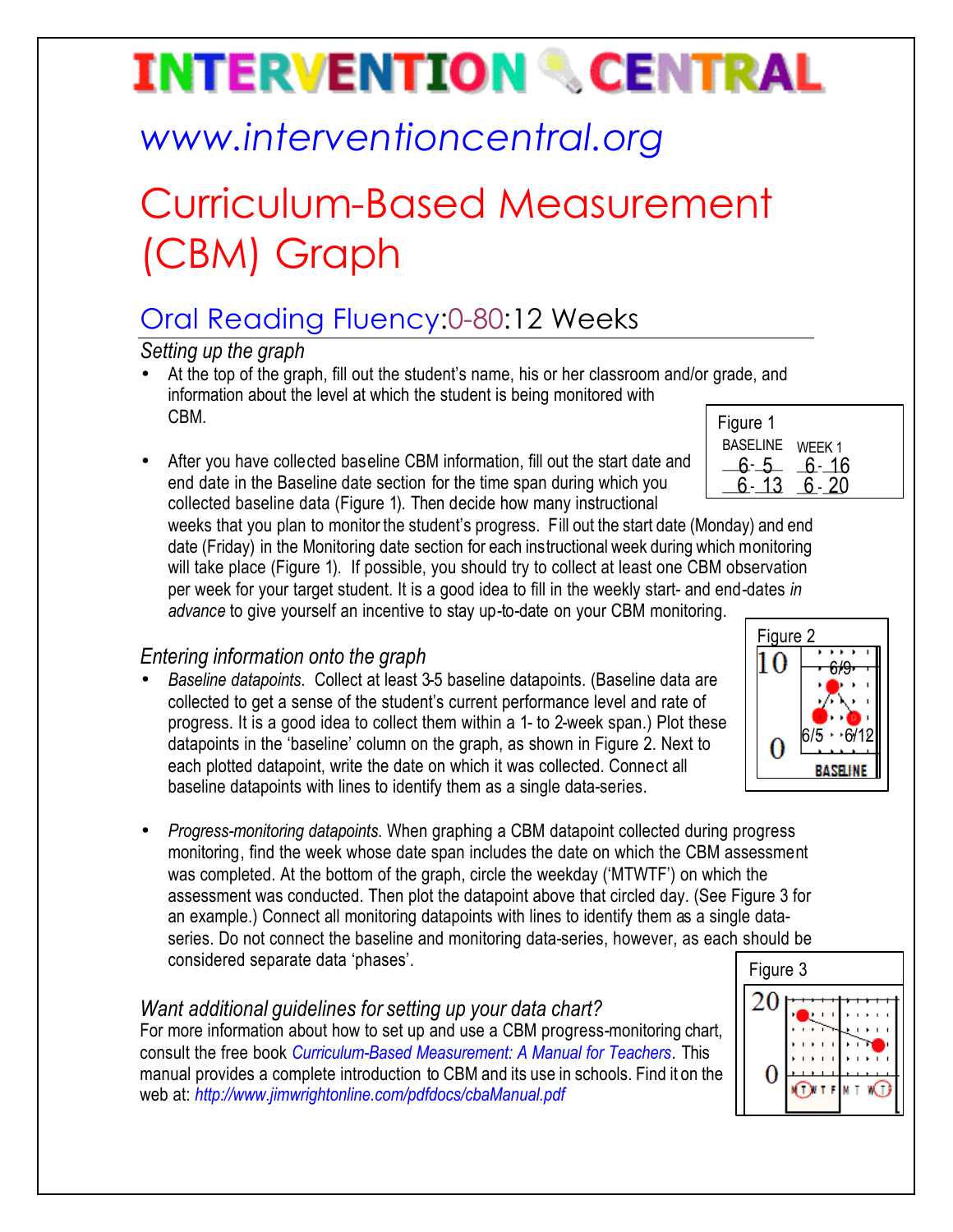# INTERVENTION CENTRAL

## www.interventioncentral.org

# Curriculum-Based Measurement (CBM) Graph

## Oral Reading Fluency:0-80:12 Weeks

### *Setting up the graph*

- At the top of the graph, fill out the student's name, his or her classroom and/or grade, and information about the level at which the student is being monitored with CBM.

- After you have collected baseline CBM information, fill out the start date and end date in the Baseline date section for the time span during which you collected baseline data (Figure 1). Then decide how many instructional weeks that you plan to monitor the student's progress. Fill out the start date (Monday) and end date (Friday) in the Monitoring date section for each instructional week during which monitoring will take place (Figure 1). If possible, you should try to collect at least one CBM observation per week for your target student. It is a good idea to fill in the weekly start- and end-dates *in advance* to give yourself an incentive to stay up-to-date on your CBM monitoring.

Figure 1

| BASELINE | WEEK 1 |
|---|---|
| 6- 5 | 6- 16 |
| 6- 13 | 6- 20 |

### *Entering information onto the graph*

- *Baseline datapoints.* Collect at least 3-5 baseline datapoints. (Baseline data are collected to get a sense of the student's current performance level and rate of progress. It is a good idea to collect them within a 1- to 2-week span.) Plot these datapoints in the 'baseline' column on the graph, as shown in Figure 2. Next to each plotted datapoint, write the date on which it was collected. Connect all baseline datapoints with lines to identify them as a single data-series.

Figure 2

- *Progress-monitoring datapoints.* When graphing a CBM datapoint collected during progress monitoring, find the week whose date span includes the date on which the CBM assessment was completed. At the bottom of the graph, circle the weekday ('MTWTF') on which the assessment was conducted. Then plot the datapoint above that circled day. (See Figure 3 for an example.) Connect all monitoring datapoints with lines to identify them as a single data-series. Do not connect the baseline and monitoring data-series, however, as each should be considered separate data 'phases'.

Figure 3

### *Want additional guidelines for setting up your data chart?*

For more information about how to set up and use a CBM progress-monitoring chart, consult the free book *Curriculum-Based Measurement: A Manual for Teachers*. This manual provides a complete introduction to CBM and its use in schools. Find it on the web at: *http://www.jimwrightonline.com/pdfdocs/cbaManual.pdf*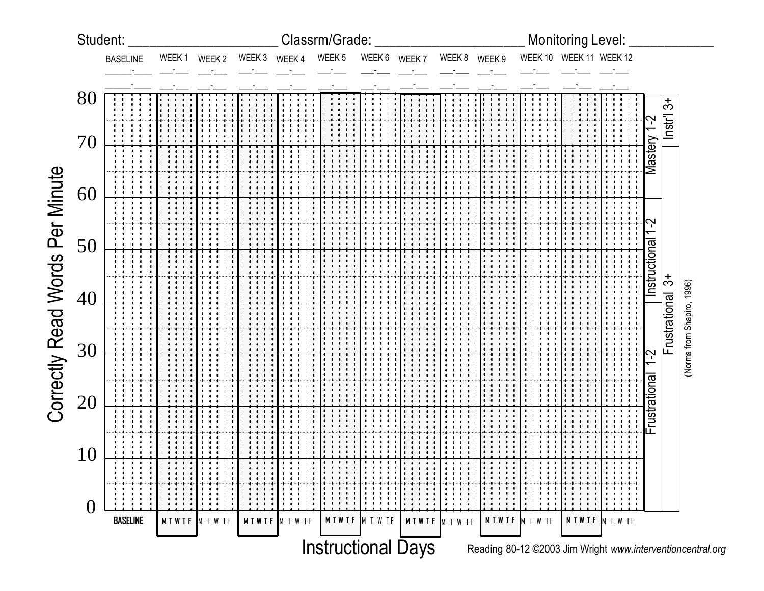Student: ______________________ Classrm/Grade: ______________________ Monitoring Level: ____________

BASELINE _____-___ _____-___

WEEK 1 __-__ __-__

WEEK 2 __-__ __-__

WEEK 3 __-__ __-__

WEEK 4 __-__ __-__

WEEK 5 __-__ __-__

WEEK 6 __-__ __-__

WEEK 7 __-__ __-__

WEEK 8 __-__ __-__

WEEK 9 __-__ __-__

WEEK 10 __-__ __-__

WEEK 11 __-__ __-__

WEEK 12 __-__ __-__

Correctly Read Words Per Minute

80

70

60

50

40

30

20

10

0

BASELINE

M T W T F M T W T F M T W T F M T W T F M T W T F M T W T F M T W T F M T W T F M T W T F M T W T F M T W T F M T W T F M T W T F M T W T F M T W T F M T W T F M T W T F M T W T F M T W T F M T W T F M T W T F M T W T F M T W T F M T W T F

Instructional Days

Mastery 1-2

Instructional 1-2

Frustrational 1-2

Instr'l 3+

Frustrational 3+

(Norms from Shapiro, 1996)

Reading 80-12 ©2003 Jim Wright *www.interventioncentral.org*